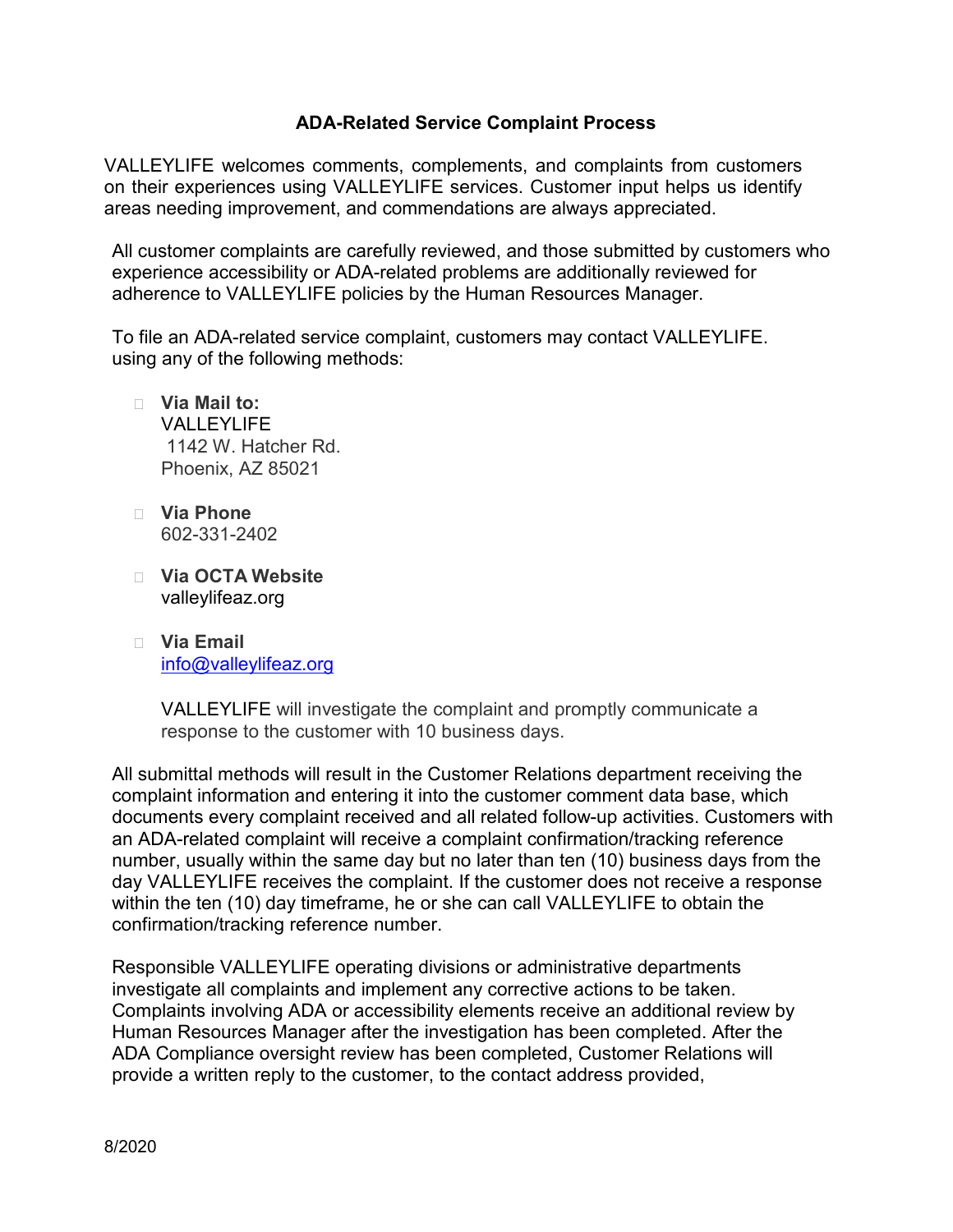## ADA-Related Service Complaint Process

VALLEYLIFE welcomes comments, complements, and complaints from customers on their experiences using VALLEYLIFE services. Customer input helps us identify areas needing improvement, and commendations are always appreciated.

All customer complaints are carefully reviewed, and those submitted by customers who experience accessibility or ADA-related problems are additionally reviewed for adherence to VALLEYLIFE policies by the Human Resources Manager.

To file an ADA-related service complaint, customers may contact VALLEYLIFE. using any of the following methods:

- **Via Mail to:**
  VALLEYLIFE
  1142 W. Hatcher Rd.
  Phoenix, AZ 85021

- **Via Phone**
  602-331-2402

- **Via OCTA Website**
  valleylifeaz.org

- **Via Email**
  info@valleylifeaz.org

  VALLEYLIFE will investigate the complaint and promptly communicate a response to the customer with 10 business days.

All submittal methods will result in the Customer Relations department receiving the complaint information and entering it into the customer comment data base, which documents every complaint received and all related follow-up activities. Customers with an ADA-related complaint will receive a complaint confirmation/tracking reference number, usually within the same day but no later than ten (10) business days from the day VALLEYLIFE receives the complaint. If the customer does not receive a response within the ten (10) day timeframe, he or she can call VALLEYLIFE to obtain the confirmation/tracking reference number.

Responsible VALLEYLIFE operating divisions or administrative departments investigate all complaints and implement any corrective actions to be taken. Complaints involving ADA or accessibility elements receive an additional review by Human Resources Manager after the investigation has been completed. After the ADA Compliance oversight review has been completed, Customer Relations will provide a written reply to the customer, to the contact address provided,

8/2020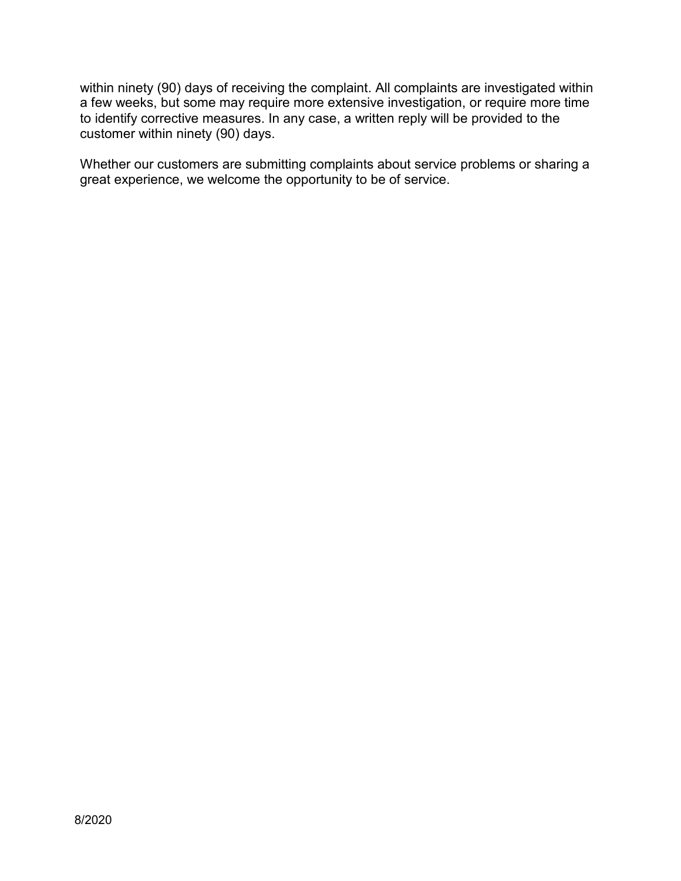within ninety (90) days of receiving the complaint. All complaints are investigated within a few weeks, but some may require more extensive investigation, or require more time to identify corrective measures. In any case, a written reply will be provided to the customer within ninety (90) days.

Whether our customers are submitting complaints about service problems or sharing a great experience, we welcome the opportunity to be of service.

8/2020